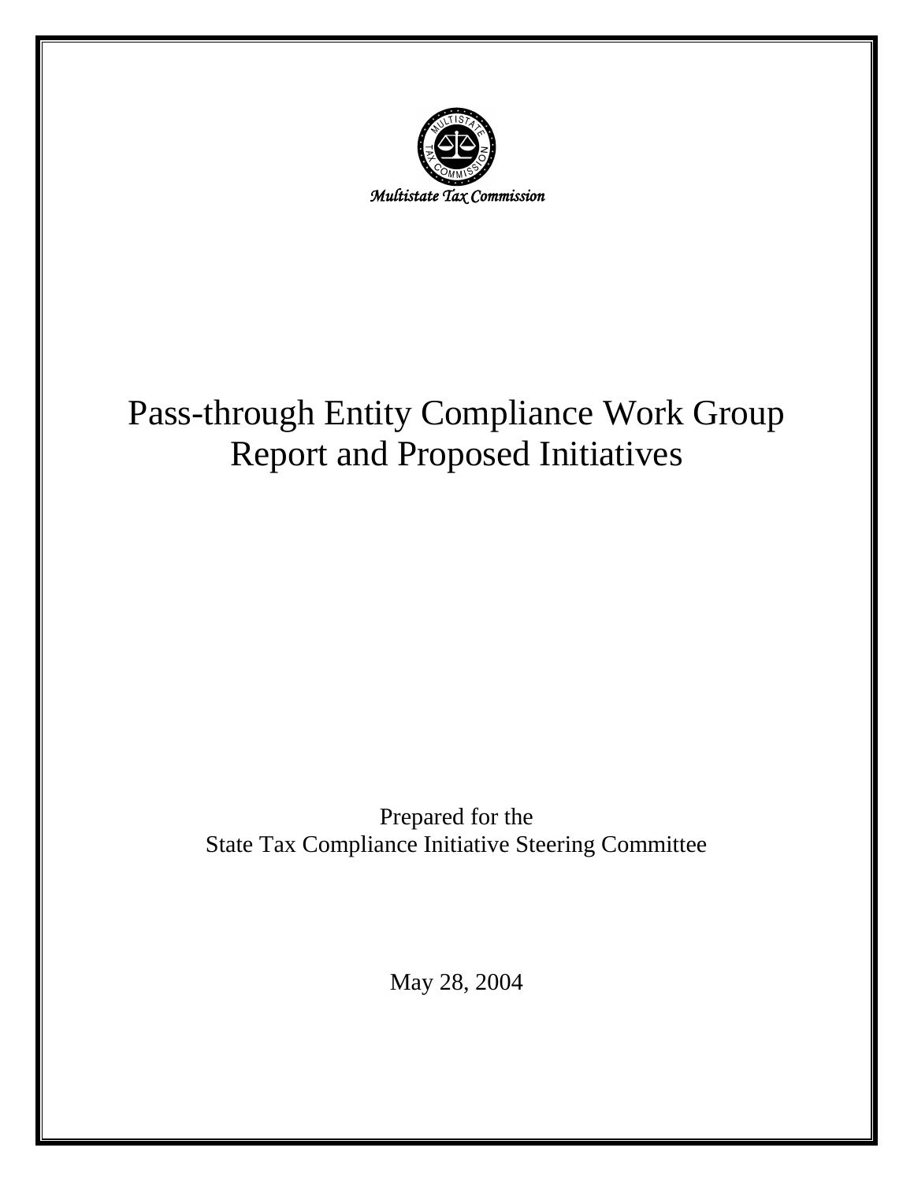*Multistate Tax Commission*

# Pass-through Entity Compliance Work Group Report and Proposed Initiatives

Prepared for the
State Tax Compliance Initiative Steering Committee

May 28, 2004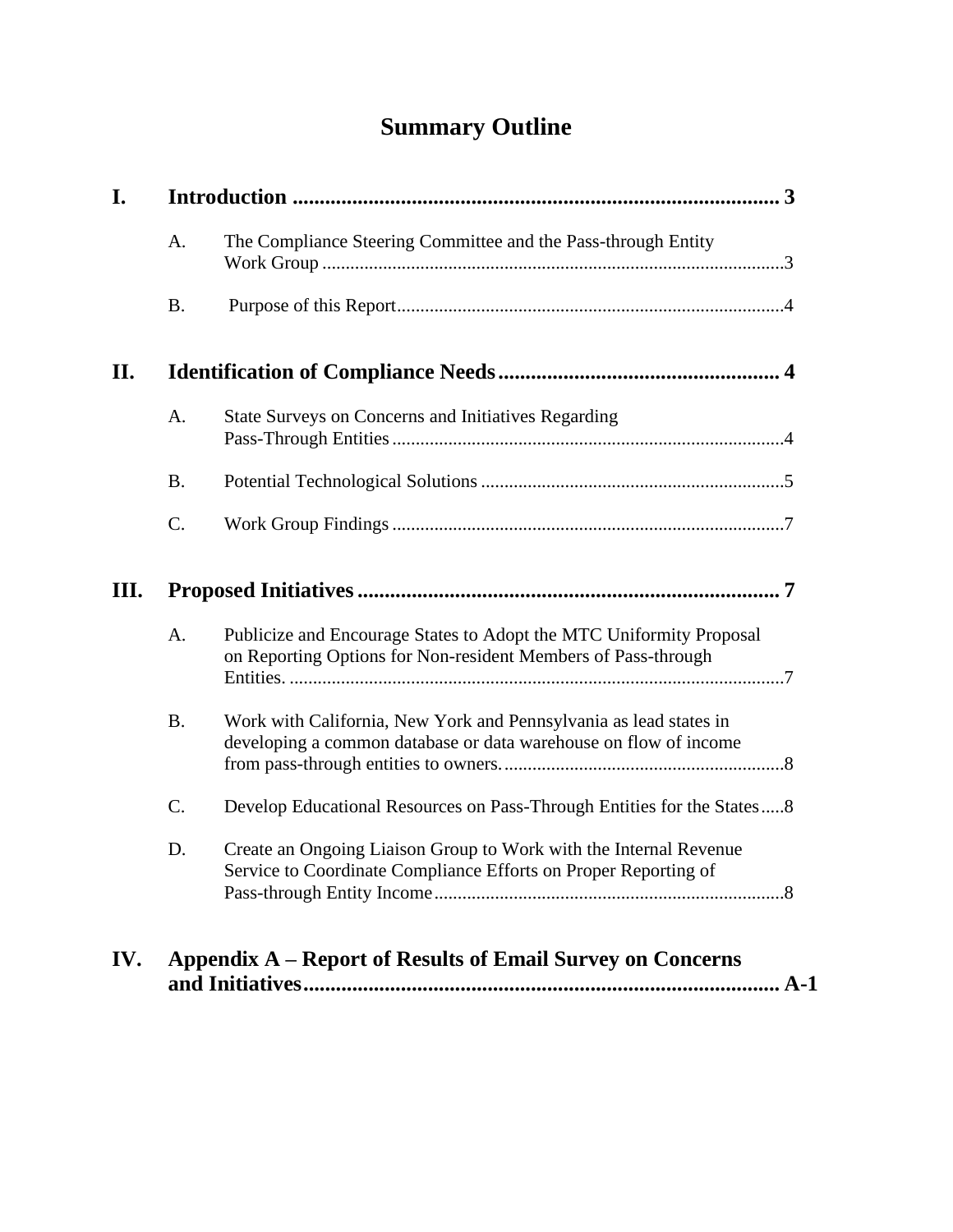# Summary Outline

**I. Introduction ..................................................................................... 3**

- A. The Compliance Steering Committee and the Pass-through Entity Work Group ..................................................................................................3
- B. Purpose of this Report..................................................................................4

**II. Identification of Compliance Needs.................................................... 4**

- A. State Surveys on Concerns and Initiatives Regarding Pass-Through Entities ...................................................................................4
- B. Potential Technological Solutions .................................................................5
- C. Work Group Findings ....................................................................................7

**III. Proposed Initiatives .............................................................................. 7**

- A. Publicize and Encourage States to Adopt the MTC Uniformity Proposal on Reporting Options for Non-resident Members of Pass-through Entities. .........................................................................................................7
- B. Work with California, New York and Pennsylvania as lead states in developing a common database or data warehouse on flow of income from pass-through entities to owners. ............................................................8
- C. Develop Educational Resources on Pass-Through Entities for the States.....8
- D. Create an Ongoing Liaison Group to Work with the Internal Revenue Service to Coordinate Compliance Efforts on Proper Reporting of Pass-through Entity Income...........................................................................8

**IV. Appendix A – Report of Results of Email Survey on Concerns and Initiatives....................................................................................... A-1**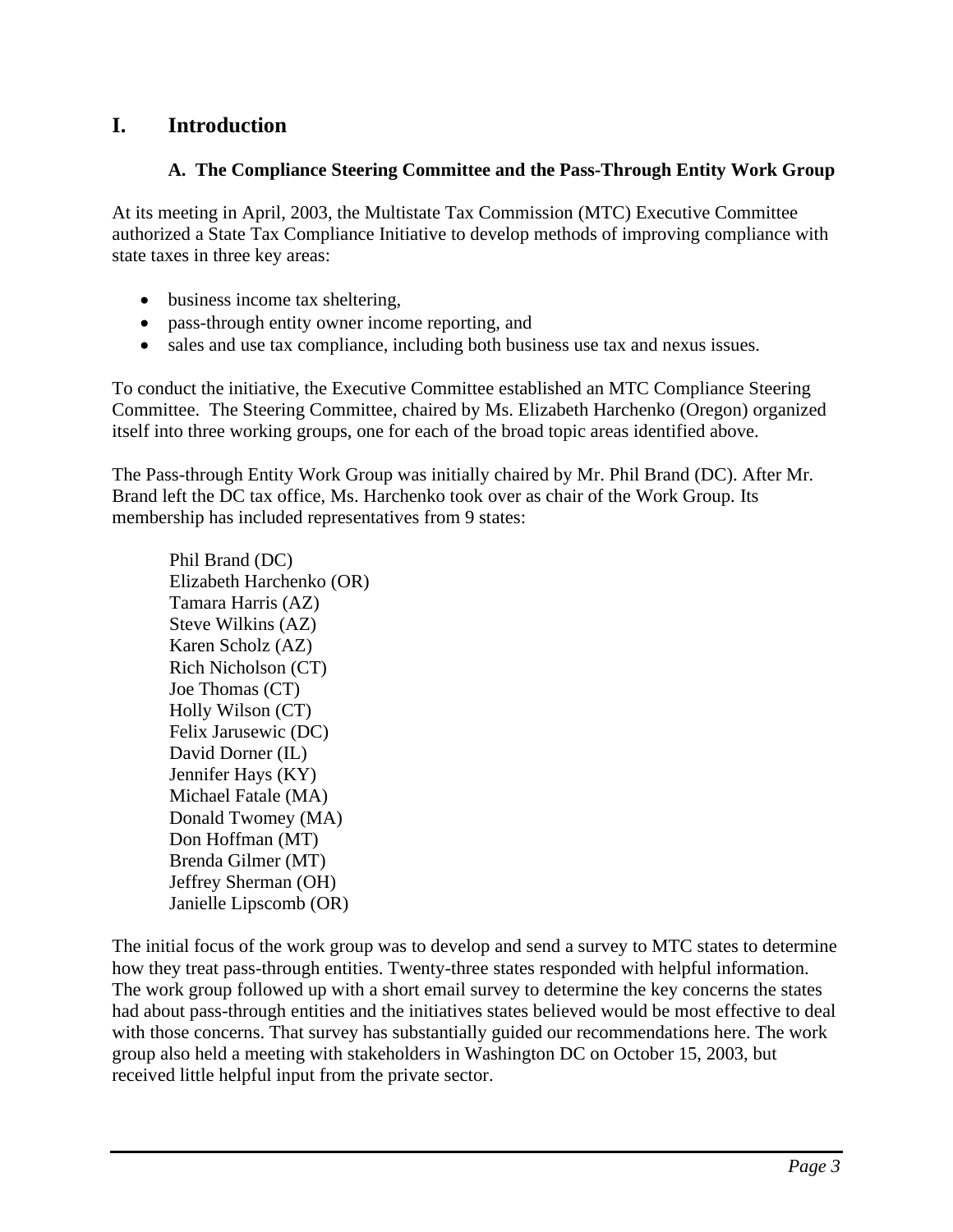# I. Introduction

### A. The Compliance Steering Committee and the Pass-Through Entity Work Group

At its meeting in April, 2003, the Multistate Tax Commission (MTC) Executive Committee authorized a State Tax Compliance Initiative to develop methods of improving compliance with state taxes in three key areas:

- business income tax sheltering,
- pass-through entity owner income reporting, and
- sales and use tax compliance, including both business use tax and nexus issues.

To conduct the initiative, the Executive Committee established an MTC Compliance Steering Committee. The Steering Committee, chaired by Ms. Elizabeth Harchenko (Oregon) organized itself into three working groups, one for each of the broad topic areas identified above.

The Pass-through Entity Work Group was initially chaired by Mr. Phil Brand (DC). After Mr. Brand left the DC tax office, Ms. Harchenko took over as chair of the Work Group. Its membership has included representatives from 9 states:

Phil Brand (DC)
Elizabeth Harchenko (OR)
Tamara Harris (AZ)
Steve Wilkins (AZ)
Karen Scholz (AZ)
Rich Nicholson (CT)
Joe Thomas (CT)
Holly Wilson (CT)
Felix Jarusewic (DC)
David Dorner (IL)
Jennifer Hays (KY)
Michael Fatale (MA)
Donald Twomey (MA)
Don Hoffman (MT)
Brenda Gilmer (MT)
Jeffrey Sherman (OH)
Janielle Lipscomb (OR)

The initial focus of the work group was to develop and send a survey to MTC states to determine how they treat pass-through entities. Twenty-three states responded with helpful information. The work group followed up with a short email survey to determine the key concerns the states had about pass-through entities and the initiatives states believed would be most effective to deal with those concerns. That survey has substantially guided our recommendations here. The work group also held a meeting with stakeholders in Washington DC on October 15, 2003, but received little helpful input from the private sector.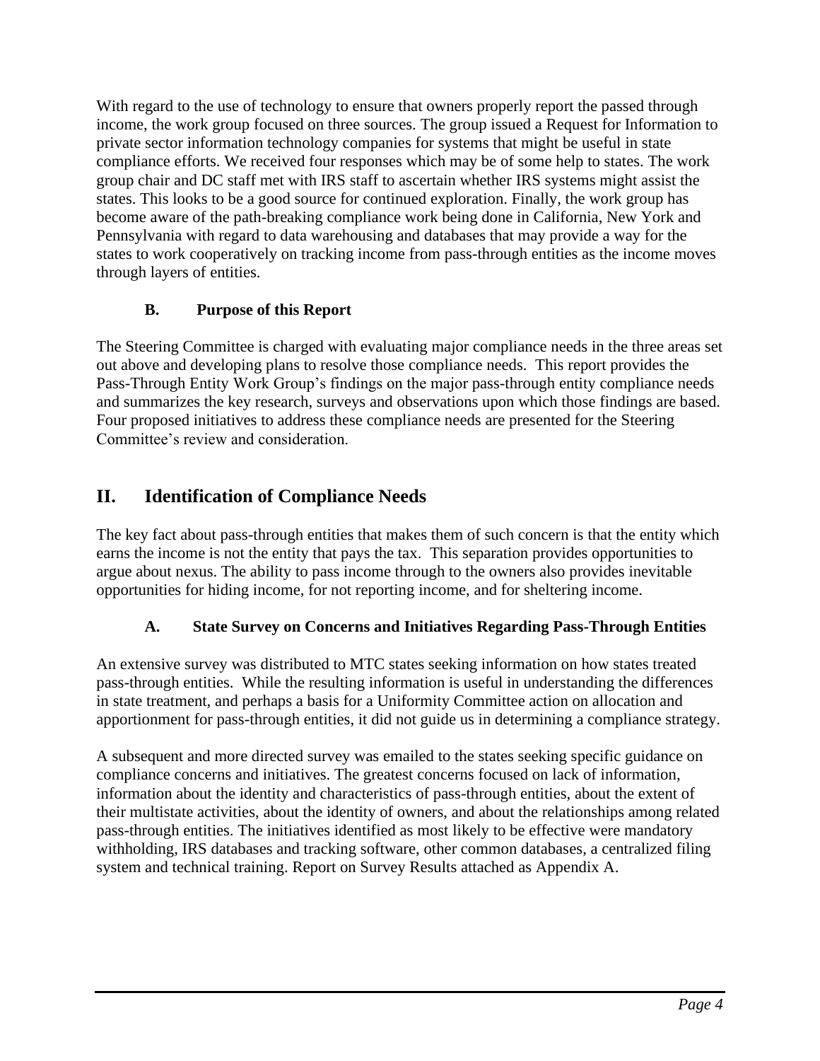With regard to the use of technology to ensure that owners properly report the passed through income, the work group focused on three sources. The group issued a Request for Information to private sector information technology companies for systems that might be useful in state compliance efforts. We received four responses which may be of some help to states. The work group chair and DC staff met with IRS staff to ascertain whether IRS systems might assist the states. This looks to be a good source for continued exploration. Finally, the work group has become aware of the path-breaking compliance work being done in California, New York and Pennsylvania with regard to data warehousing and databases that may provide a way for the states to work cooperatively on tracking income from pass-through entities as the income moves through layers of entities.

### B. Purpose of this Report

The Steering Committee is charged with evaluating major compliance needs in the three areas set out above and developing plans to resolve those compliance needs. This report provides the Pass-Through Entity Work Group's findings on the major pass-through entity compliance needs and summarizes the key research, surveys and observations upon which those findings are based. Four proposed initiatives to address these compliance needs are presented for the Steering Committee's review and consideration.

## II. Identification of Compliance Needs

The key fact about pass-through entities that makes them of such concern is that the entity which earns the income is not the entity that pays the tax. This separation provides opportunities to argue about nexus. The ability to pass income through to the owners also provides inevitable opportunities for hiding income, for not reporting income, and for sheltering income.

### A. State Survey on Concerns and Initiatives Regarding Pass-Through Entities

An extensive survey was distributed to MTC states seeking information on how states treated pass-through entities. While the resulting information is useful in understanding the differences in state treatment, and perhaps a basis for a Uniformity Committee action on allocation and apportionment for pass-through entities, it did not guide us in determining a compliance strategy.

A subsequent and more directed survey was emailed to the states seeking specific guidance on compliance concerns and initiatives. The greatest concerns focused on lack of information, information about the identity and characteristics of pass-through entities, about the extent of their multistate activities, about the identity of owners, and about the relationships among related pass-through entities. The initiatives identified as most likely to be effective were mandatory withholding, IRS databases and tracking software, other common databases, a centralized filing system and technical training. Report on Survey Results attached as Appendix A.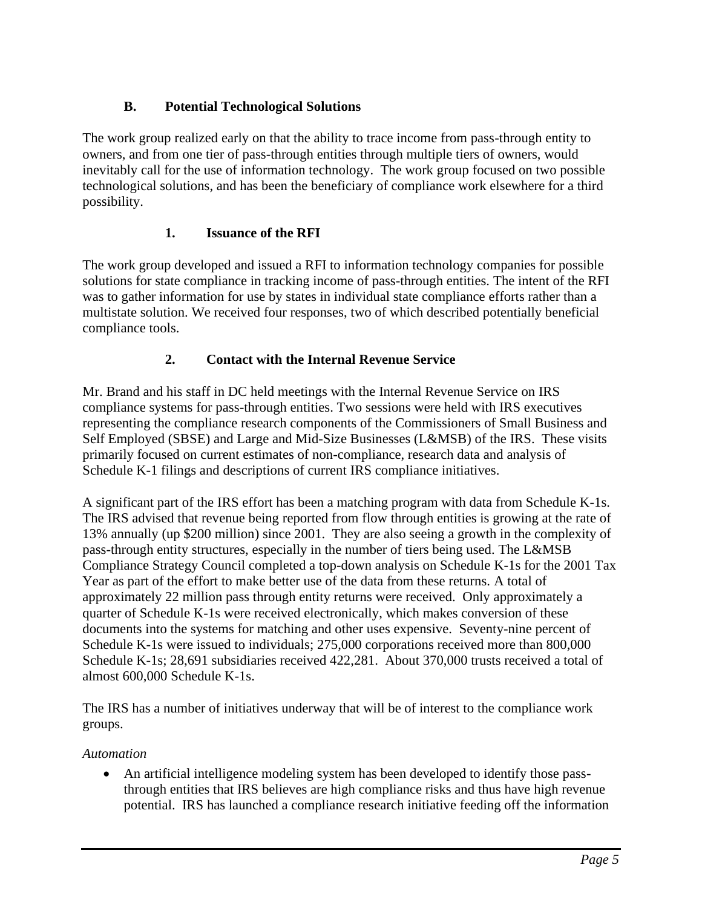### B. Potential Technological Solutions

The work group realized early on that the ability to trace income from pass-through entity to owners, and from one tier of pass-through entities through multiple tiers of owners, would inevitably call for the use of information technology. The work group focused on two possible technological solutions, and has been the beneficiary of compliance work elsewhere for a third possibility.

#### 1. Issuance of the RFI

The work group developed and issued a RFI to information technology companies for possible solutions for state compliance in tracking income of pass-through entities. The intent of the RFI was to gather information for use by states in individual state compliance efforts rather than a multistate solution. We received four responses, two of which described potentially beneficial compliance tools.

#### 2. Contact with the Internal Revenue Service

Mr. Brand and his staff in DC held meetings with the Internal Revenue Service on IRS compliance systems for pass-through entities. Two sessions were held with IRS executives representing the compliance research components of the Commissioners of Small Business and Self Employed (SBSE) and Large and Mid-Size Businesses (L&MSB) of the IRS. These visits primarily focused on current estimates of non-compliance, research data and analysis of Schedule K-1 filings and descriptions of current IRS compliance initiatives.

A significant part of the IRS effort has been a matching program with data from Schedule K-1s. The IRS advised that revenue being reported from flow through entities is growing at the rate of 13% annually (up $200 million) since 2001. They are also seeing a growth in the complexity of pass-through entity structures, especially in the number of tiers being used. The L&MSB Compliance Strategy Council completed a top-down analysis on Schedule K-1s for the 2001 Tax Year as part of the effort to make better use of the data from these returns. A total of approximately 22 million pass through entity returns were received. Only approximately a quarter of Schedule K-1s were received electronically, which makes conversion of these documents into the systems for matching and other uses expensive. Seventy-nine percent of Schedule K-1s were issued to individuals; 275,000 corporations received more than 800,000 Schedule K-1s; 28,691 subsidiaries received 422,281. About 370,000 trusts received a total of almost 600,000 Schedule K-1s.

The IRS has a number of initiatives underway that will be of interest to the compliance work groups.

*Automation*

- An artificial intelligence modeling system has been developed to identify those pass-through entities that IRS believes are high compliance risks and thus have high revenue potential. IRS has launched a compliance research initiative feeding off the information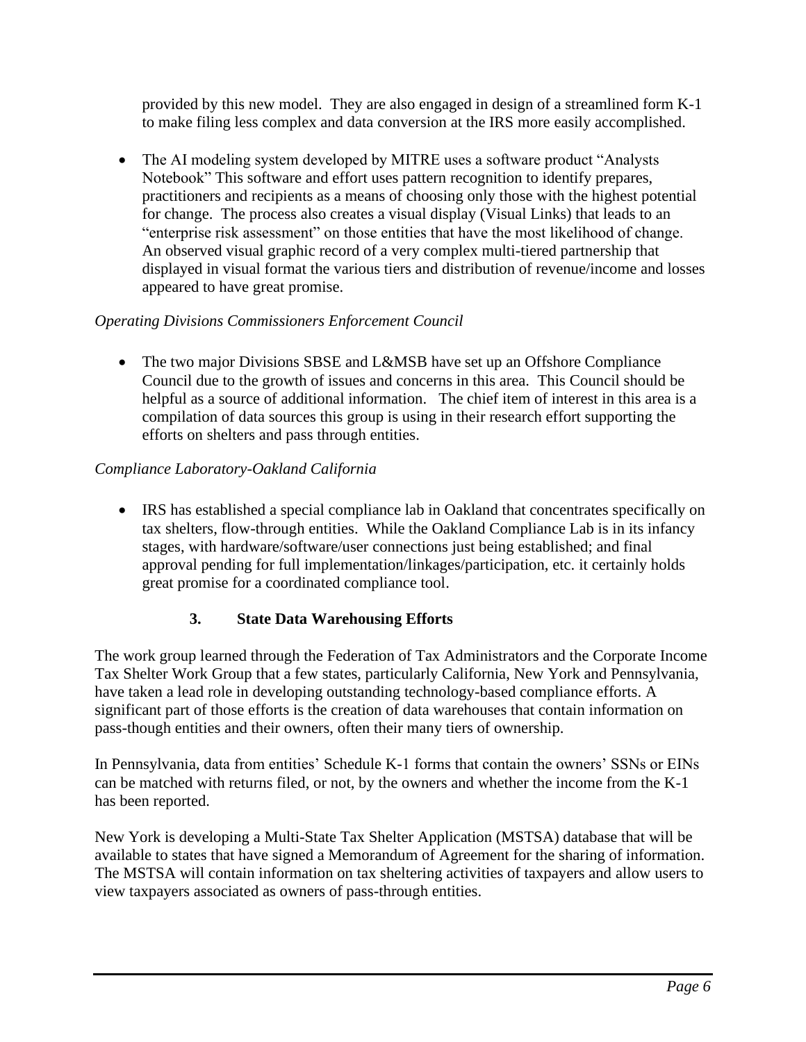provided by this new model. They are also engaged in design of a streamlined form K-1 to make filing less complex and data conversion at the IRS more easily accomplished.

- The AI modeling system developed by MITRE uses a software product "Analysts Notebook" This software and effort uses pattern recognition to identify prepares, practitioners and recipients as a means of choosing only those with the highest potential for change. The process also creates a visual display (Visual Links) that leads to an "enterprise risk assessment" on those entities that have the most likelihood of change. An observed visual graphic record of a very complex multi-tiered partnership that displayed in visual format the various tiers and distribution of revenue/income and losses appeared to have great promise.

*Operating Divisions Commissioners Enforcement Council*

- The two major Divisions SBSE and L&MSB have set up an Offshore Compliance Council due to the growth of issues and concerns in this area. This Council should be helpful as a source of additional information. The chief item of interest in this area is a compilation of data sources this group is using in their research effort supporting the efforts on shelters and pass through entities.

*Compliance Laboratory-Oakland California*

- IRS has established a special compliance lab in Oakland that concentrates specifically on tax shelters, flow-through entities. While the Oakland Compliance Lab is in its infancy stages, with hardware/software/user connections just being established; and final approval pending for full implementation/linkages/participation, etc. it certainly holds great promise for a coordinated compliance tool.

### 3. State Data Warehousing Efforts

The work group learned through the Federation of Tax Administrators and the Corporate Income Tax Shelter Work Group that a few states, particularly California, New York and Pennsylvania, have taken a lead role in developing outstanding technology-based compliance efforts. A significant part of those efforts is the creation of data warehouses that contain information on pass-though entities and their owners, often their many tiers of ownership.

In Pennsylvania, data from entities' Schedule K-1 forms that contain the owners' SSNs or EINs can be matched with returns filed, or not, by the owners and whether the income from the K-1 has been reported.

New York is developing a Multi-State Tax Shelter Application (MSTSA) database that will be available to states that have signed a Memorandum of Agreement for the sharing of information. The MSTSA will contain information on tax sheltering activities of taxpayers and allow users to view taxpayers associated as owners of pass-through entities.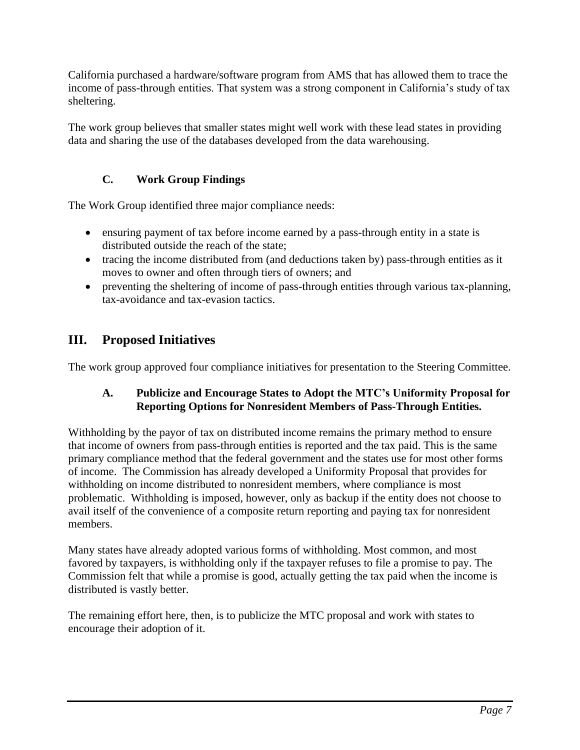California purchased a hardware/software program from AMS that has allowed them to trace the income of pass-through entities. That system was a strong component in California's study of tax sheltering.

The work group believes that smaller states might well work with these lead states in providing data and sharing the use of the databases developed from the data warehousing.

### C. Work Group Findings

The Work Group identified three major compliance needs:

- ensuring payment of tax before income earned by a pass-through entity in a state is distributed outside the reach of the state;
- tracing the income distributed from (and deductions taken by) pass-through entities as it moves to owner and often through tiers of owners; and
- preventing the sheltering of income of pass-through entities through various tax-planning, tax-avoidance and tax-evasion tactics.

## III. Proposed Initiatives

The work group approved four compliance initiatives for presentation to the Steering Committee.

### A. Publicize and Encourage States to Adopt the MTC's Uniformity Proposal for Reporting Options for Nonresident Members of Pass-Through Entities.

Withholding by the payor of tax on distributed income remains the primary method to ensure that income of owners from pass-through entities is reported and the tax paid. This is the same primary compliance method that the federal government and the states use for most other forms of income. The Commission has already developed a Uniformity Proposal that provides for withholding on income distributed to nonresident members, where compliance is most problematic. Withholding is imposed, however, only as backup if the entity does not choose to avail itself of the convenience of a composite return reporting and paying tax for nonresident members.

Many states have already adopted various forms of withholding. Most common, and most favored by taxpayers, is withholding only if the taxpayer refuses to file a promise to pay. The Commission felt that while a promise is good, actually getting the tax paid when the income is distributed is vastly better.

The remaining effort here, then, is to publicize the MTC proposal and work with states to encourage their adoption of it.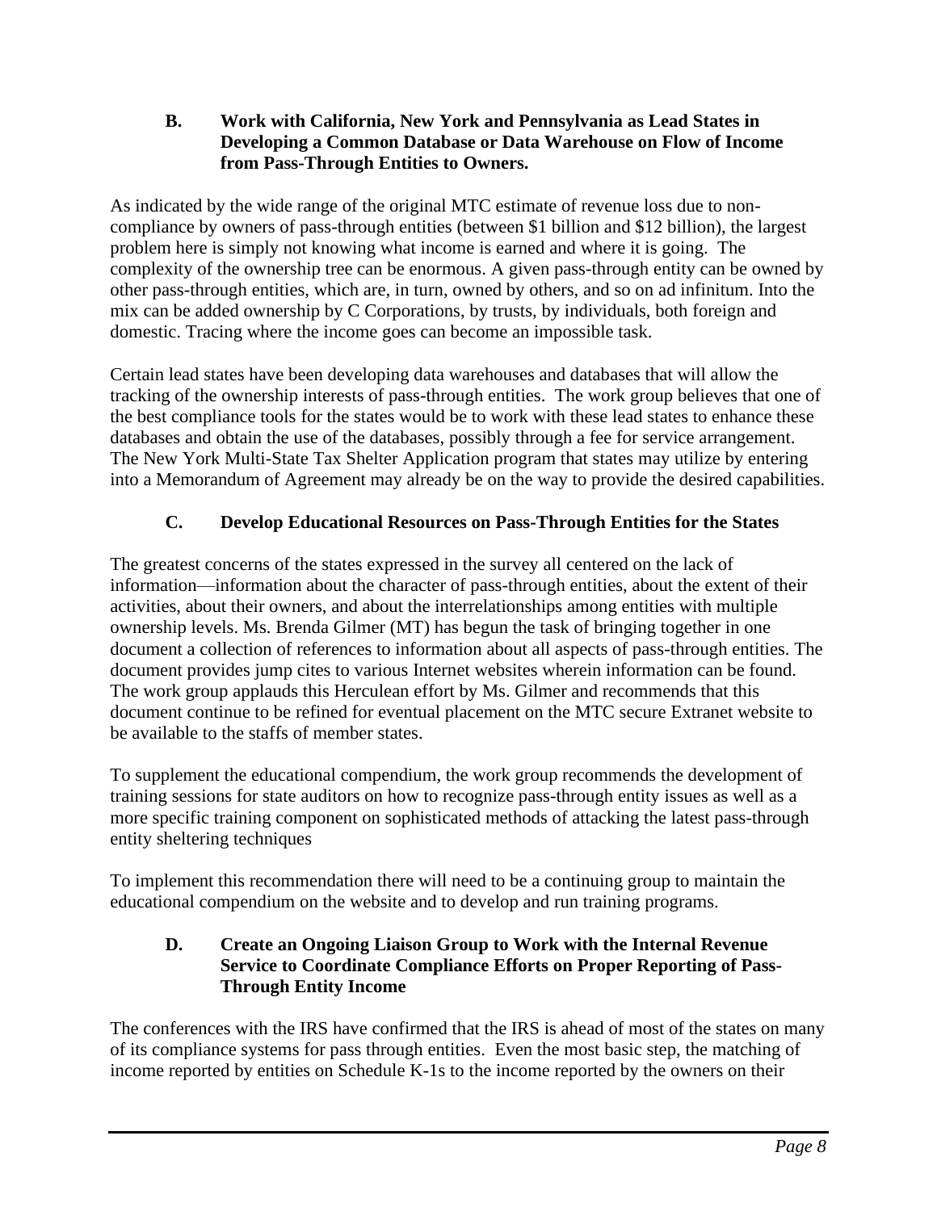### B. Work with California, New York and Pennsylvania as Lead States in Developing a Common Database or Data Warehouse on Flow of Income from Pass-Through Entities to Owners.

As indicated by the wide range of the original MTC estimate of revenue loss due to non-compliance by owners of pass-through entities (between $1 billion and $12 billion), the largest problem here is simply not knowing what income is earned and where it is going. The complexity of the ownership tree can be enormous. A given pass-through entity can be owned by other pass-through entities, which are, in turn, owned by others, and so on ad infinitum. Into the mix can be added ownership by C Corporations, by trusts, by individuals, both foreign and domestic. Tracing where the income goes can become an impossible task.

Certain lead states have been developing data warehouses and databases that will allow the tracking of the ownership interests of pass-through entities. The work group believes that one of the best compliance tools for the states would be to work with these lead states to enhance these databases and obtain the use of the databases, possibly through a fee for service arrangement. The New York Multi-State Tax Shelter Application program that states may utilize by entering into a Memorandum of Agreement may already be on the way to provide the desired capabilities.

### C. Develop Educational Resources on Pass-Through Entities for the States

The greatest concerns of the states expressed in the survey all centered on the lack of information—information about the character of pass-through entities, about the extent of their activities, about their owners, and about the interrelationships among entities with multiple ownership levels. Ms. Brenda Gilmer (MT) has begun the task of bringing together in one document a collection of references to information about all aspects of pass-through entities. The document provides jump cites to various Internet websites wherein information can be found. The work group applauds this Herculean effort by Ms. Gilmer and recommends that this document continue to be refined for eventual placement on the MTC secure Extranet website to be available to the staffs of member states.

To supplement the educational compendium, the work group recommends the development of training sessions for state auditors on how to recognize pass-through entity issues as well as a more specific training component on sophisticated methods of attacking the latest pass-through entity sheltering techniques

To implement this recommendation there will need to be a continuing group to maintain the educational compendium on the website and to develop and run training programs.

### D. Create an Ongoing Liaison Group to Work with the Internal Revenue Service to Coordinate Compliance Efforts on Proper Reporting of Pass-Through Entity Income

The conferences with the IRS have confirmed that the IRS is ahead of most of the states on many of its compliance systems for pass through entities. Even the most basic step, the matching of income reported by entities on Schedule K-1s to the income reported by the owners on their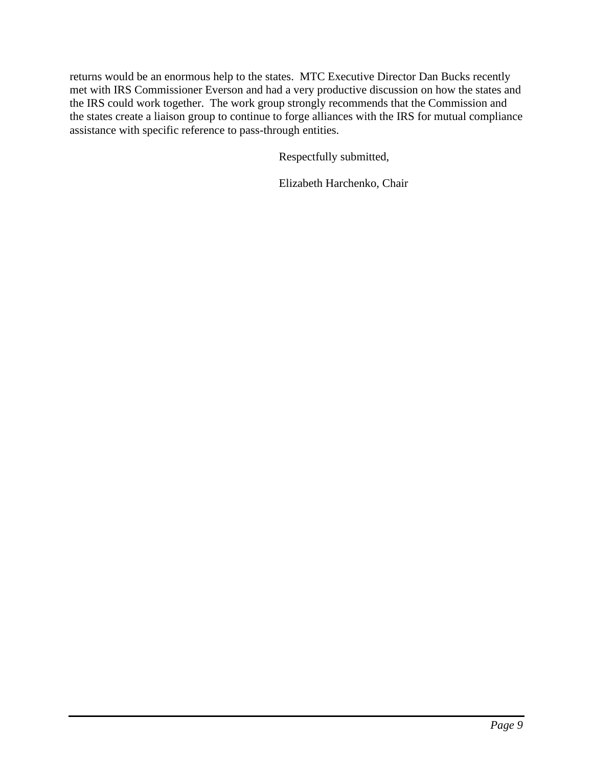returns would be an enormous help to the states. MTC Executive Director Dan Bucks recently met with IRS Commissioner Everson and had a very productive discussion on how the states and the IRS could work together. The work group strongly recommends that the Commission and the states create a liaison group to continue to forge alliances with the IRS for mutual compliance assistance with specific reference to pass-through entities.

Respectfully submitted,

Elizabeth Harchenko, Chair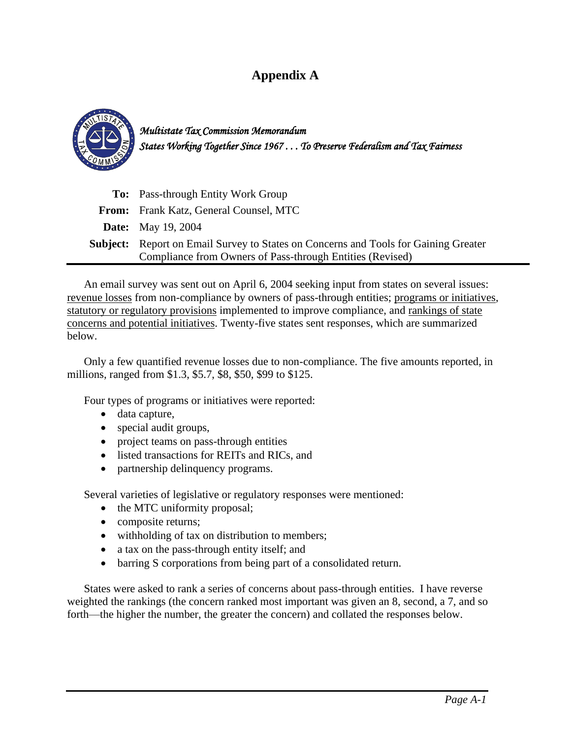# Appendix A

*Multistate Tax Commission Memorandum*
*States Working Together Since 1967 . . . To Preserve Federalism and Tax Fairness*

| | |
|---|---|
| **To:** | Pass-through Entity Work Group |
| **From:** | Frank Katz, General Counsel, MTC |
| **Date:** | May 19, 2004 |
| **Subject:** | Report on Email Survey to States on Concerns and Tools for Gaining Greater Compliance from Owners of Pass-through Entities (Revised) |

An email survey was sent out on April 6, 2004 seeking input from states on several issues: revenue losses from non-compliance by owners of pass-through entities; programs or initiatives, statutory or regulatory provisions implemented to improve compliance, and rankings of state concerns and potential initiatives. Twenty-five states sent responses, which are summarized below.

Only a few quantified revenue losses due to non-compliance. The five amounts reported, in millions, ranged from $1.3, $5.7, $8, $50, $99 to $125.

Four types of programs or initiatives were reported:

- data capture,
- special audit groups,
- project teams on pass-through entities
- listed transactions for REITs and RICs, and
- partnership delinquency programs.

Several varieties of legislative or regulatory responses were mentioned:

- the MTC uniformity proposal;
- composite returns;
- withholding of tax on distribution to members;
- a tax on the pass-through entity itself; and
- barring S corporations from being part of a consolidated return.

States were asked to rank a series of concerns about pass-through entities. I have reverse weighted the rankings (the concern ranked most important was given an 8, second, a 7, and so forth—the higher the number, the greater the concern) and collated the responses below.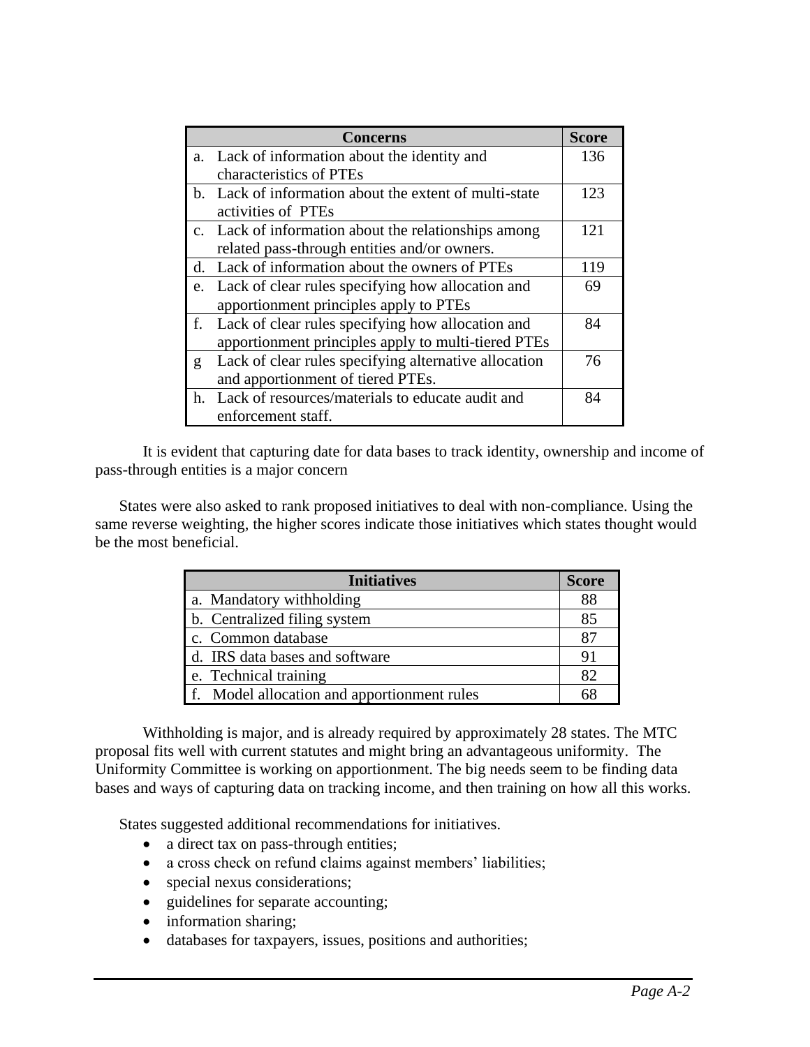| Concerns | Score |
|---|---|
| a. Lack of information about the identity and characteristics of PTEs | 136 |
| b. Lack of information about the extent of multi-state activities of PTEs | 123 |
| c. Lack of information about the relationships among related pass-through entities and/or owners. | 121 |
| d. Lack of information about the owners of PTEs | 119 |
| e. Lack of clear rules specifying how allocation and apportionment principles apply to PTEs | 69 |
| f. Lack of clear rules specifying how allocation and apportionment principles apply to multi-tiered PTEs | 84 |
| g Lack of clear rules specifying alternative allocation and apportionment of tiered PTEs. | 76 |
| h. Lack of resources/materials to educate audit and enforcement staff. | 84 |

It is evident that capturing date for data bases to track identity, ownership and income of pass-through entities is a major concern

States were also asked to rank proposed initiatives to deal with non-compliance. Using the same reverse weighting, the higher scores indicate those initiatives which states thought would be the most beneficial.

| Initiatives | Score |
|---|---|
| a. Mandatory withholding | 88 |
| b. Centralized filing system | 85 |
| c. Common database | 87 |
| d. IRS data bases and software | 91 |
| e. Technical training | 82 |
| f. Model allocation and apportionment rules | 68 |

Withholding is major, and is already required by approximately 28 states. The MTC proposal fits well with current statutes and might bring an advantageous uniformity. The Uniformity Committee is working on apportionment. The big needs seem to be finding data bases and ways of capturing data on tracking income, and then training on how all this works.

States suggested additional recommendations for initiatives.

- a direct tax on pass-through entities;
- a cross check on refund claims against members' liabilities;
- special nexus considerations;
- guidelines for separate accounting;
- information sharing;
- databases for taxpayers, issues, positions and authorities;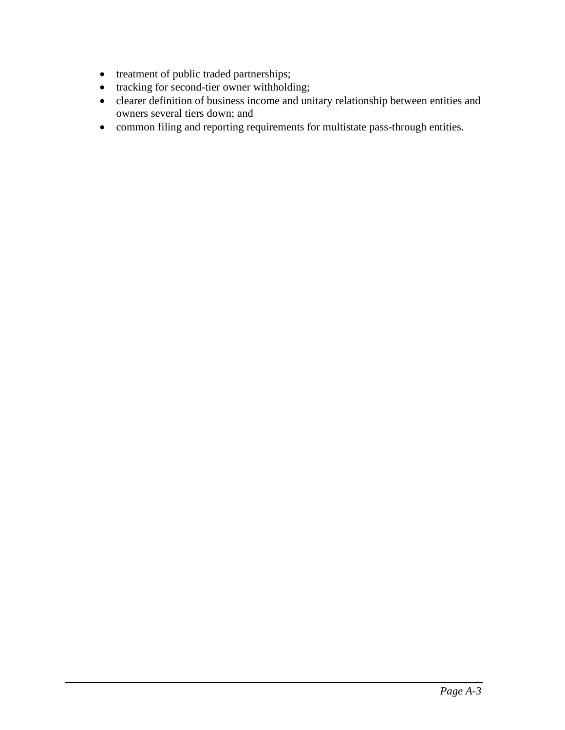- treatment of public traded partnerships;
- tracking for second-tier owner withholding;
- clearer definition of business income and unitary relationship between entities and owners several tiers down; and
- common filing and reporting requirements for multistate pass-through entities.